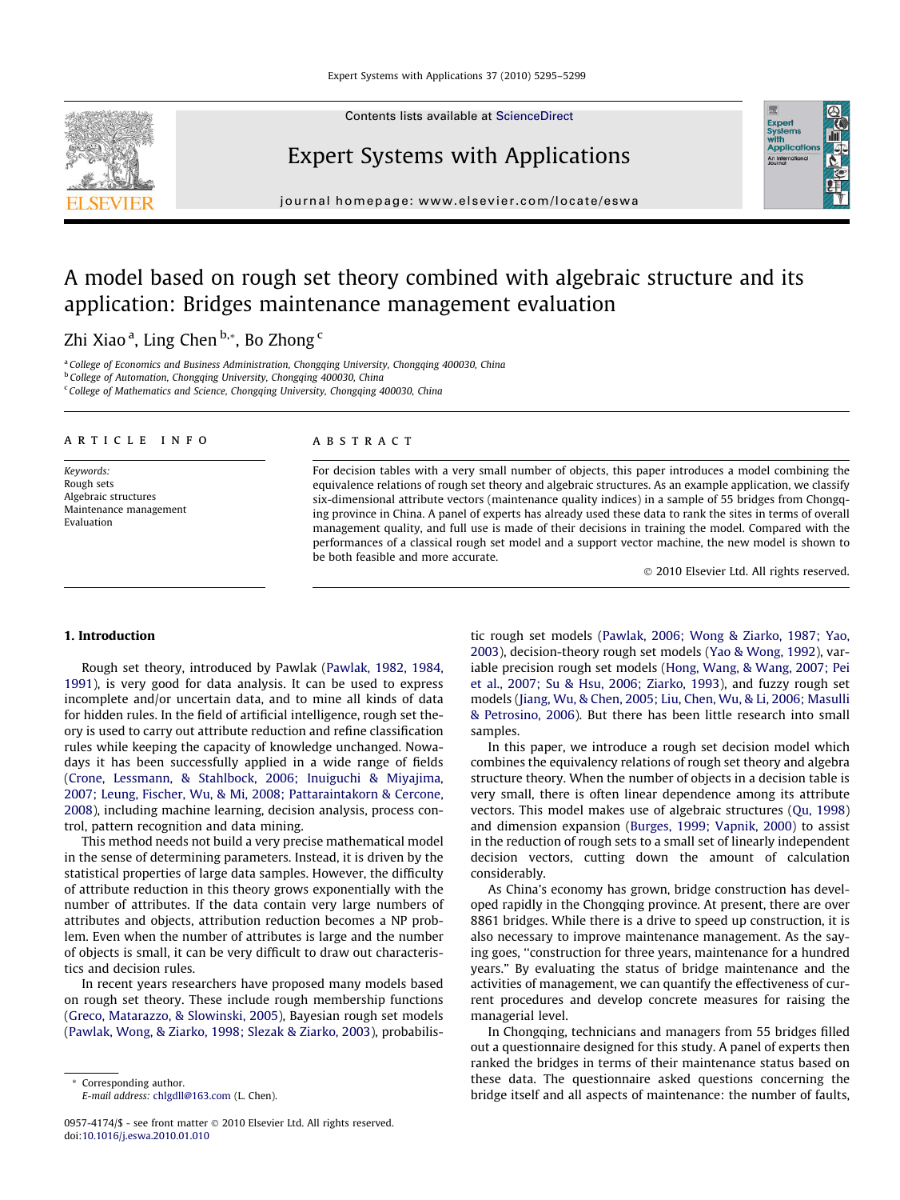# A model based on rough set theory combined with algebraic structure and its application: Bridges maintenance management evaluation

Zhi Xiao [a], Ling Chen [b,*], Bo Zhong [c]

[a] College of Economics and Business Administration, Chongqing University, Chongqing 400030, China
[b] College of Automation, Chongqing University, Chongqing 400030, China
[c] College of Mathematics and Science, Chongqing University, Chongqing 400030, China

## ARTICLE INFO

*Keywords:*
Rough sets
Algebraic structures
Maintenance management
Evaluation

## ABSTRACT

For decision tables with a very small number of objects, this paper introduces a model combining the equivalence relations of rough set theory and algebraic structures. As an example application, we classify six-dimensional attribute vectors (maintenance quality indices) in a sample of 55 bridges from Chongqing province in China. A panel of experts has already used these data to rank the sites in terms of overall management quality, and full use is made of their decisions in training the model. Compared with the performances of a classical rough set model and a support vector machine, the new model is shown to be both feasible and more accurate.

© 2010 Elsevier Ltd. All rights reserved.

## 1. Introduction

Rough set theory, introduced by Pawlak (Pawlak, 1982, 1984, 1991), is very good for data analysis. It can be used to express incomplete and/or uncertain data, and to mine all kinds of data for hidden rules. In the field of artificial intelligence, rough set theory is used to carry out attribute reduction and refine classification rules while keeping the capacity of knowledge unchanged. Nowadays it has been successfully applied in a wide range of fields (Crone, Lessmann, & Stahlbock, 2006; Inuiguchi & Miyajima, 2007; Leung, Fischer, Wu, & Mi, 2008; Pattaraintakorn & Cercone, 2008), including machine learning, decision analysis, process control, pattern recognition and data mining.

This method needs not build a very precise mathematical model in the sense of determining parameters. Instead, it is driven by the statistical properties of large data samples. However, the difficulty of attribute reduction in this theory grows exponentially with the number of attributes. If the data contain very large numbers of attributes and objects, attribution reduction becomes a NP problem. Even when the number of attributes is large and the number of objects is small, it can be very difficult to draw out characteristics and decision rules.

In recent years researchers have proposed many models based on rough set theory. These include rough membership functions (Greco, Matarazzo, & Slowinski, 2005), Bayesian rough set models (Pawlak, Wong, & Ziarko, 1998; Slezak & Ziarko, 2003), probabilistic rough set models (Pawlak, 2006; Wong & Ziarko, 1987; Yao, 2003), decision-theory rough set models (Yao & Wong, 1992), variable precision rough set models (Hong, Wang, & Wang, 2007; Pei et al., 2007; Su & Hsu, 2006; Ziarko, 1993), and fuzzy rough set models (Jiang, Wu, & Chen, 2005; Liu, Chen, Wu, & Li, 2006; Masulli & Petrosino, 2006). But there has been little research into small samples.

In this paper, we introduce a rough set decision model which combines the equivalency relations of rough set theory and algebra structure theory. When the number of objects in a decision table is very small, there is often linear dependence among its attribute vectors. This model makes use of algebraic structures (Qu, 1998) and dimension expansion (Burges, 1999; Vapnik, 2000) to assist in the reduction of rough sets to a small set of linearly independent decision vectors, cutting down the amount of calculation considerably.

As China's economy has grown, bridge construction has developed rapidly in the Chongqing province. At present, there are over 8861 bridges. While there is a drive to speed up construction, it is also necessary to improve maintenance management. As the saying goes, "construction for three years, maintenance for a hundred years." By evaluating the status of bridge maintenance and the activities of management, we can quantify the effectiveness of current procedures and develop concrete measures for raising the managerial level.

In Chongqing, technicians and managers from 55 bridges filled out a questionnaire designed for this study. A panel of experts then ranked the bridges in terms of their maintenance status based on these data. The questionnaire asked questions concerning the bridge itself and all aspects of maintenance: the number of faults,

* Corresponding author.
E-mail address: chlgdll@163.com (L. Chen).

0957-4174/$ - see front matter © 2010 Elsevier Ltd. All rights reserved.
doi:10.1016/j.eswa.2010.01.010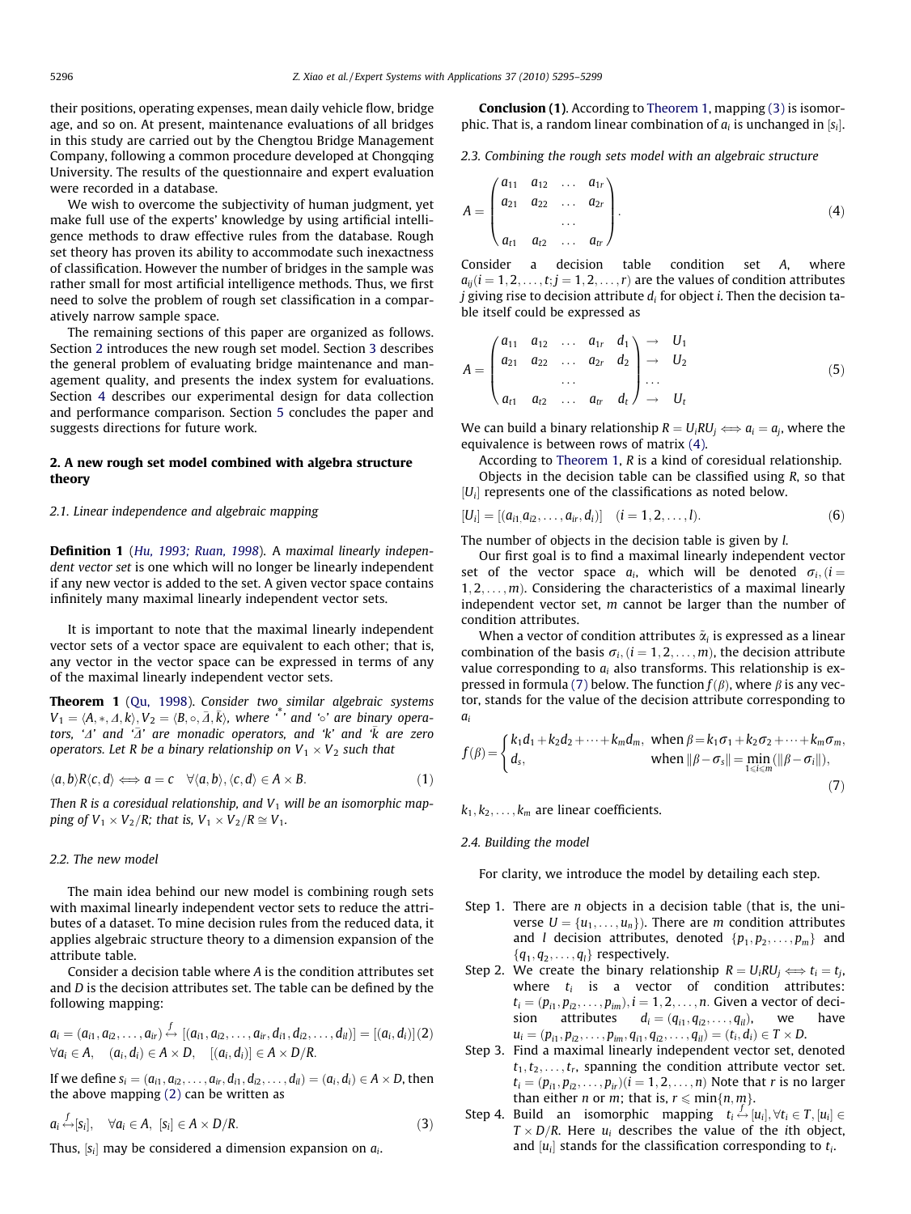their positions, operating expenses, mean daily vehicle flow, bridge age, and so on. At present, maintenance evaluations of all bridges in this study are carried out by the Chengtou Bridge Management Company, following a common procedure developed at Chongqing University. The results of the questionnaire and expert evaluation were recorded in a database.

We wish to overcome the subjectivity of human judgment, yet make full use of the experts' knowledge by using artificial intelligence methods to draw effective rules from the database. Rough set theory has proven its ability to accommodate such inexactness of classification. However the number of bridges in the sample was rather small for most artificial intelligence methods. Thus, we first need to solve the problem of rough set classification in a comparatively narrow sample space.

The remaining sections of this paper are organized as follows. Section 2 introduces the new rough set model. Section 3 describes the general problem of evaluating bridge maintenance and management quality, and presents the index system for evaluations. Section 4 describes our experimental design for data collection and performance comparison. Section 5 concludes the paper and suggests directions for future work.

## 2. A new rough set model combined with algebra structure theory

### 2.1. Linear independence and algebraic mapping

**Definition 1** (*Hu, 1993; Ruan, 1998*). A *maximal linearly independent vector set* is one which will no longer be linearly independent if any new vector is added to the set. A given vector space contains infinitely many maximal linearly independent vector sets.

It is important to note that the maximal linearly independent vector sets of a vector space are equivalent to each other; that is, any vector in the vector space can be expressed in terms of any of the maximal linearly independent vector sets.

**Theorem 1** (*Qu, 1998*). *Consider two similar algebraic systems $V_1 = \langle A, *, \Delta, k \rangle, V_2 = \langle B, \circ, \bar{\Delta}, \bar{k} \rangle$, where '*' and '∘' are binary operators, '$\Delta$' and '$\bar{\Delta}$' are monadic operators, and 'k' and '$\bar{k}$' are zero operators. Let R be a binary relationship on $V_1 \times V_2$ such that*

$$\langle a, b \rangle R \langle c, d \rangle \Longleftrightarrow a = c \quad \forall \langle a, b \rangle, \langle c, d \rangle \in A \times B. \tag{1}$$

*Then R is a coresidual relationship, and $V_1$ will be an isomorphic mapping of $V_1 \times V_2/R$; that is, $V_1 \times V_2/R \cong V_1$.*

### 2.2. The new model

The main idea behind our new model is combining rough sets with maximal linearly independent vector sets to reduce the attributes of a dataset. To mine decision rules from the reduced data, it applies algebraic structure theory to a dimension expansion of the attribute table.

Consider a decision table where $A$ is the condition attributes set and $D$ is the decision attributes set. The table can be defined by the following mapping:

$$a_i = (a_{i1}, a_{i2}, \ldots, a_{ir}) \overset{f}{\leftrightarrow} [(a_{i1}, a_{i2}, \ldots, a_{ir}, d_{i1}, d_{i2}, \ldots, d_{il})] = [(a_i, d_i)] \tag{2}$$
$$\forall a_i \in A, \quad (a_i, d_i) \in A \times D, \quad [(a_i, d_i)] \in A \times D/R.$$

If we define $s_i = (a_{i1}, a_{i2}, \ldots, a_{ir}, d_{i1}, d_{i2}, \ldots, d_{il}) = (a_i, d_i) \in A \times D$, then the above mapping (2) can be written as

$$a_i \overset{f}{\leftrightarrow} [s_i], \quad \forall a_i \in A, \ [s_i] \in A \times D/R. \tag{3}$$

Thus, $[s_i]$ may be considered a dimension expansion on $a_i$.

**Conclusion (1)**. According to Theorem 1, mapping (3) is isomorphic. That is, a random linear combination of $a_i$ is unchanged in $[s_i]$.

### 2.3. Combining the rough sets model with an algebraic structure

$$A = \begin{pmatrix} a_{11} & a_{12} & \ldots & a_{1r} \\ a_{21} & a_{22} & \ldots & a_{2r} \\ & & \ldots & \\ a_{t1} & a_{t2} & \ldots & a_{tr} \end{pmatrix}. \tag{4}$$

Consider a decision table condition set $A$, where $a_{ij} (i = 1, 2, \ldots, t; j = 1, 2, \ldots, r)$ are the values of condition attributes $j$ giving rise to decision attribute $d_i$ for object $i$. Then the decision table itself could be expressed as

$$A = \begin{pmatrix} a_{11} & a_{12} & \ldots & a_{1r} & d_1 \\ a_{21} & a_{22} & \ldots & a_{2r} & d_2 \\ & & \ldots & & \\ a_{t1} & a_{t2} & \ldots & a_{tr} & d_t \end{pmatrix} \begin{matrix} \rightarrow & U_1 \\ \rightarrow & U_2 \\ \ldots & \\ \rightarrow & U_t \end{matrix} \tag{5}$$

We can build a binary relationship $R = U_i R U_j \Longleftrightarrow a_i = a_j$, where the equivalence is between rows of matrix (4).

According to Theorem 1, $R$ is a kind of coresidual relationship.

Objects in the decision table can be classified using $R$, so that $[U_i]$ represents one of the classifications as noted below.

$$[U_i] = [(a_{i1}, a_{i2}, \ldots, a_{ir}, d_i)] \quad (i = 1, 2, \ldots, l). \tag{6}$$

The number of objects in the decision table is given by $l$.

Our first goal is to find a maximal linearly independent vector set of the vector space $a_i$, which will be denoted $\sigma_i, (i = 1, 2, \ldots, m)$. Considering the characteristics of a maximal linearly independent vector set, $m$ cannot be larger than the number of condition attributes.

When a vector of condition attributes $\tilde{\alpha}_i$ is expressed as a linear combination of the basis $\sigma_i, (i = 1, 2, \ldots, m)$, the decision attribute value corresponding to $a_i$ also transforms. This relationship is expressed in formula (7) below. The function $f(\beta)$, where $\beta$ is any vector, stands for the value of the decision attribute corresponding to $a_i$

$$f(\beta) = \begin{cases} k_1 d_1 + k_2 d_2 + \cdots + k_m d_m, & \text{when } \beta = k_1\sigma_1 + k_2\sigma_2 + \cdots + k_m\sigma_m, \\ d_s, & \text{when } \|\beta - \sigma_s\| = \min\limits_{1 \leqslant i \leqslant m} (\|\beta - \sigma_i\|), \end{cases} \tag{7}$$

$k_1, k_2, \ldots, k_m$ are linear coefficients.

### 2.4. Building the model

For clarity, we introduce the model by detailing each step.

- Step 1. There are $n$ objects in a decision table (that is, the universe $U = \{u_1, \ldots, u_n\}$). There are $m$ condition attributes and $l$ decision attributes, denoted $\{p_1, p_2, \ldots, p_m\}$ and $\{q_1, q_2, \ldots, q_l\}$ respectively.
- Step 2. We create the binary relationship $R = U_i R U_j \Longleftrightarrow t_i = t_j$, where $t_i$ is a vector of condition attributes: $t_i = (p_{i1}, p_{i2}, \ldots, p_{im}), i = 1, 2, \ldots, n$. Given a vector of decision attributes $d_i = (q_{i1}, q_{i2}, \ldots, q_{il})$, we have $u_i = (p_{i1}, p_{i2}, \ldots, p_{im}, q_{i1}, q_{i2}, \ldots, q_{il}) = (t_i, d_i) \in T \times D$.
- Step 3. Find a maximal linearly independent vector set, denoted $t_1, t_2, \ldots, t_r$, spanning the condition attribute vector set. $t_i = (p_{i1}, p_{i2}, \ldots, p_{ir}) (i = 1, 2, \ldots, n)$ Note that $r$ is no larger than either $n$ or $m$; that is, $r \leqslant \min\{n, m\}$.
- Step 4. Build an isomorphic mapping $t_i \overset{f}{\leftrightarrow} [u_i], \forall t_i \in T, [u_i] \in T \times D/R$. Here $u_i$ describes the value of the $i$th object, and $[u_i]$ stands for the classification corresponding to $t_i$.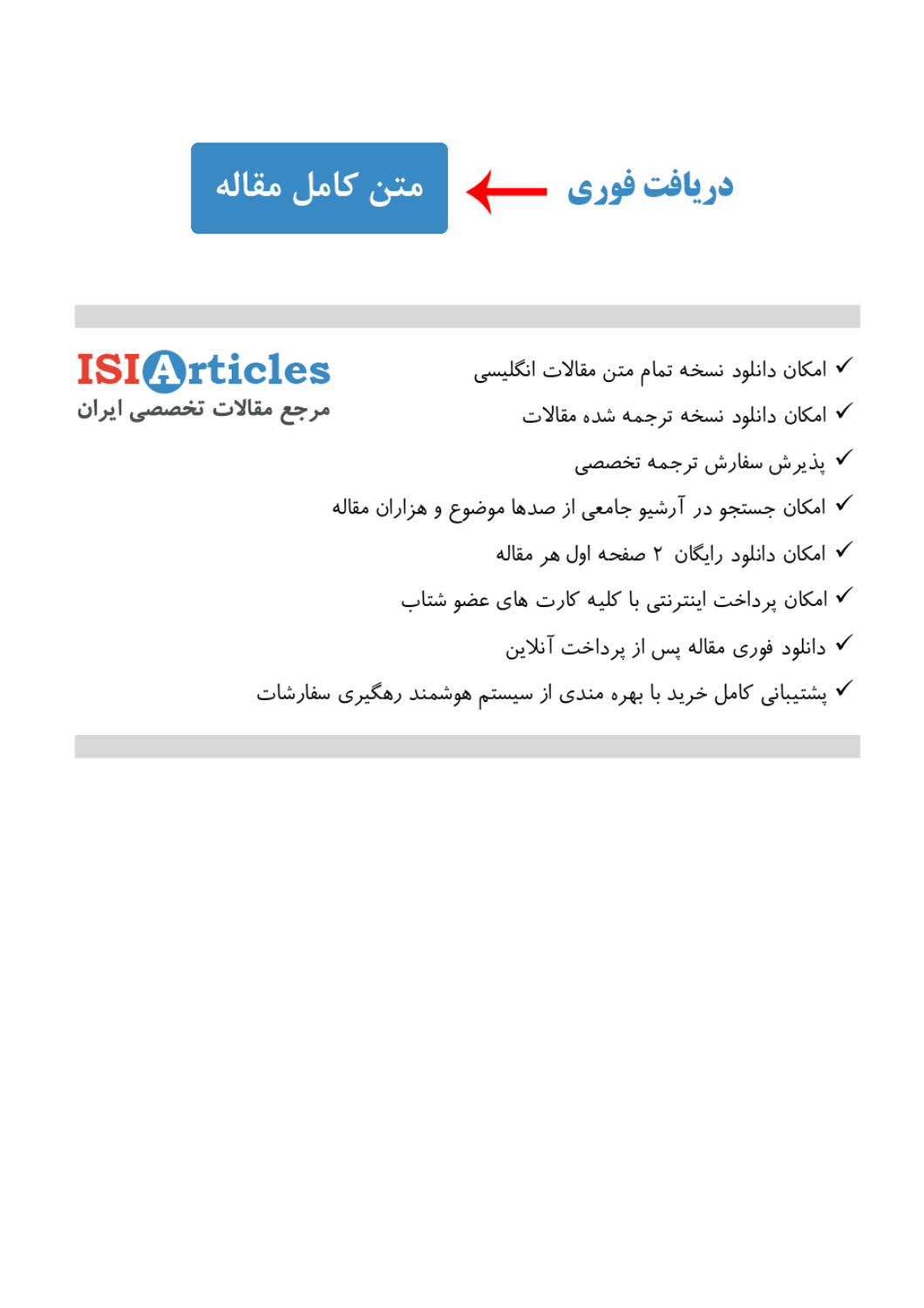دریافت فوری ← **متن کامل مقاله**

**ISIArticles**
مرجع مقالات تخصصی ایران

- ✓ امکان دانلود نسخه تمام متن مقالات انگلیسی
- ✓ امکان دانلود نسخه ترجمه شده مقالات
- ✓ پذیرش سفارش ترجمه تخصصی
- ✓ امکان جستجو در آرشیو جامعی از صدها موضوع و هزاران مقاله
- ✓ امکان دانلود رایگان ۲ صفحه اول هر مقاله
- ✓ امکان پرداخت اینترنتی با کلیه کارت های عضو شتاب
- ✓ دانلود فوری مقاله پس از پرداخت آنلاین
- ✓ پشتیبانی کامل خرید با بهره مندی از سیستم هوشمند رهگیری سفارشات